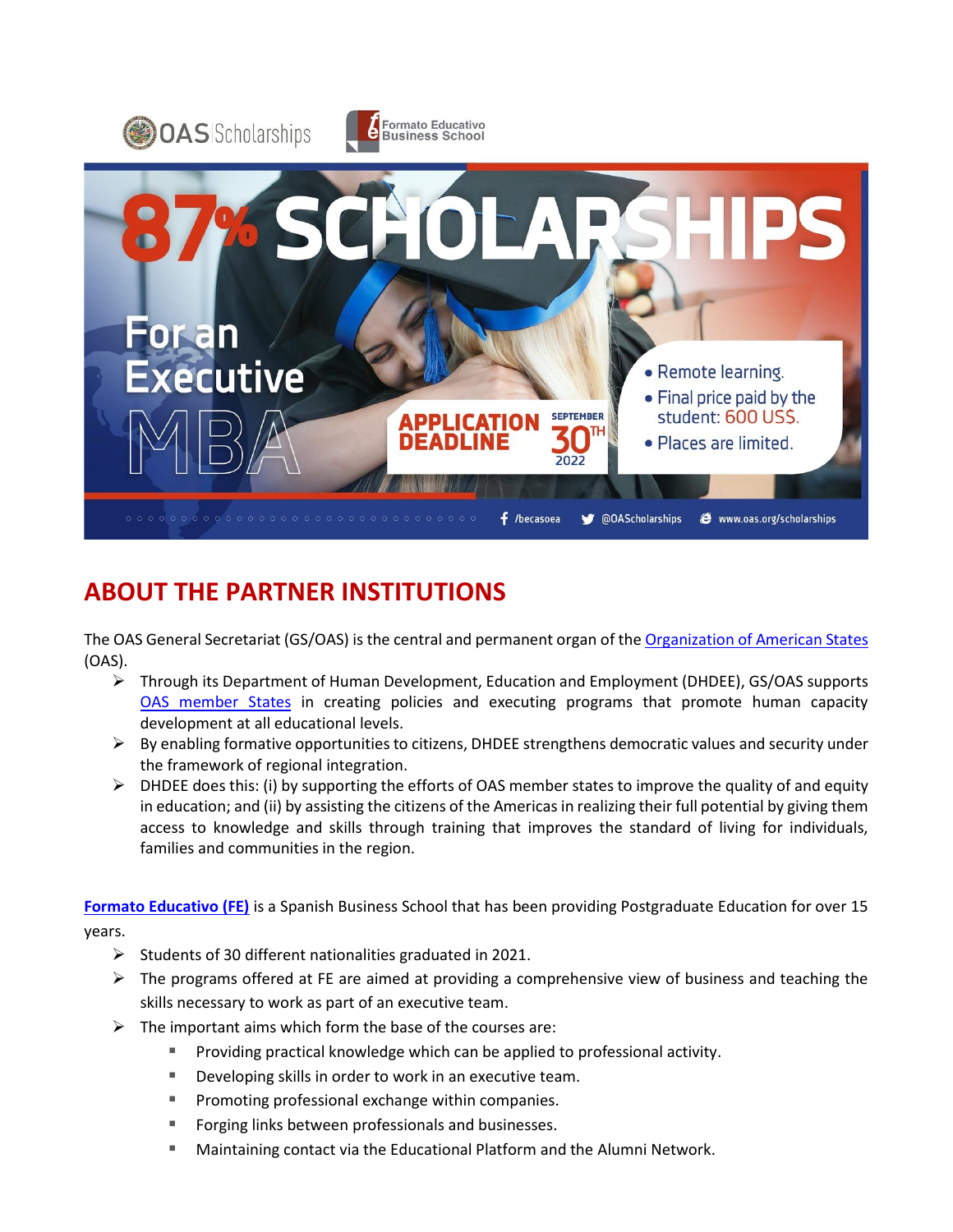OAS Scholarships | Formato Educativo Business School

# 87% SCHOLARSHIPS

For an Executive MBA

APPLICATION DEADLINE SEPTEMBER 30TH 2022

- Remote learning.
- Final price paid by the student: 600 US$.
- Places are limited.

/becasoea | @OAScholarships | www.oas.org/scholarships

## ABOUT THE PARTNER INSTITUTIONS

The OAS General Secretariat (GS/OAS) is the central and permanent organ of the [Organization of American States](#) (OAS).

- Through its Department of Human Development, Education and Employment (DHDEE), GS/OAS supports [OAS member States](#) in creating policies and executing programs that promote human capacity development at all educational levels.
- By enabling formative opportunities to citizens, DHDEE strengthens democratic values and security under the framework of regional integration.
- DHDEE does this: (i) by supporting the efforts of OAS member states to improve the quality of and equity in education; and (ii) by assisting the citizens of the Americas in realizing their full potential by giving them access to knowledge and skills through training that improves the standard of living for individuals, families and communities in the region.

**[Formato Educativo (FE)](#)** is a Spanish Business School that has been providing Postgraduate Education for over 15 years.

- Students of 30 different nationalities graduated in 2021.
- The programs offered at FE are aimed at providing a comprehensive view of business and teaching the skills necessary to work as part of an executive team.
- The important aims which form the base of the courses are:
  - Providing practical knowledge which can be applied to professional activity.
  - Developing skills in order to work in an executive team.
  - Promoting professional exchange within companies.
  - Forging links between professionals and businesses.
  - Maintaining contact via the Educational Platform and the Alumni Network.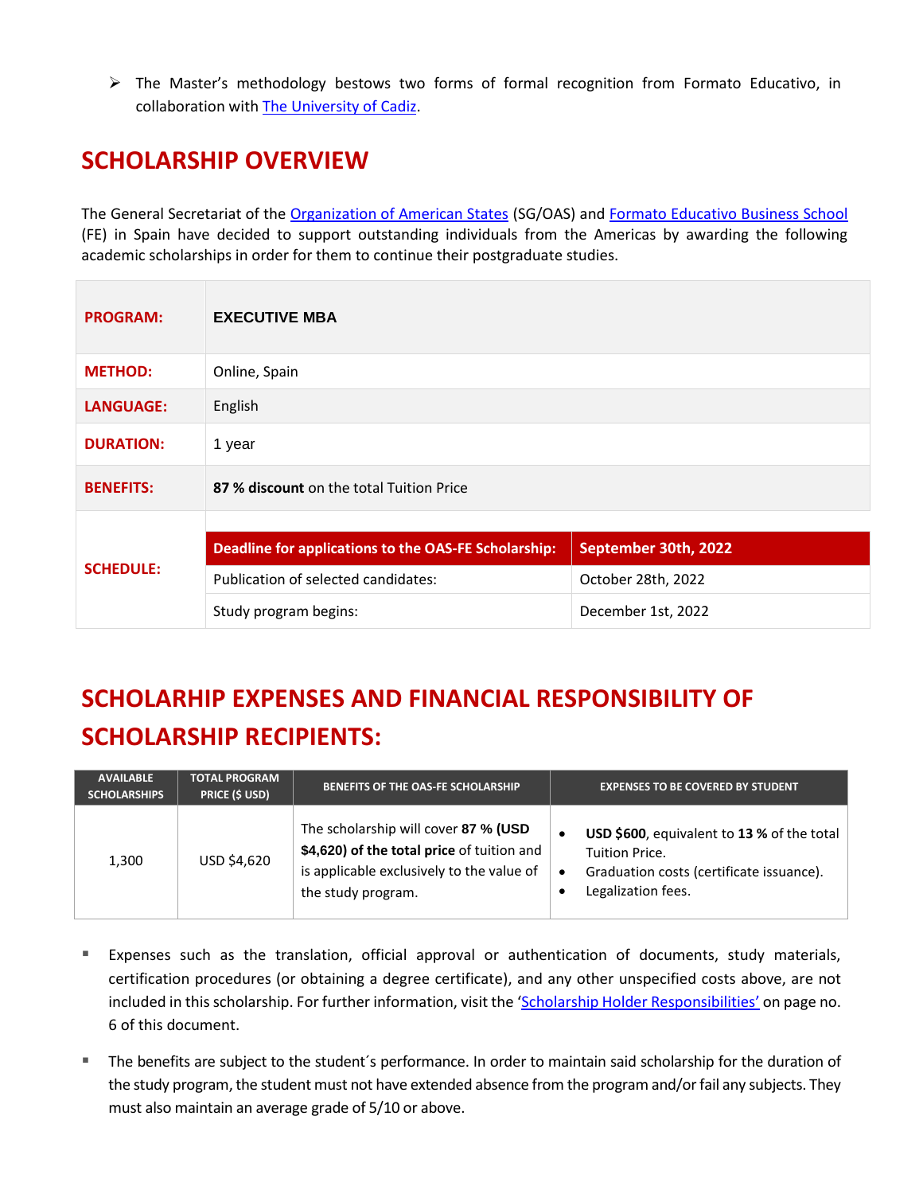- The Master's methodology bestows two forms of formal recognition from Formato Educativo, in collaboration with The University of Cadiz.

## SCHOLARSHIP OVERVIEW

The General Secretariat of the Organization of American States (SG/OAS) and Formato Educativo Business School (FE) in Spain have decided to support outstanding individuals from the Americas by awarding the following academic scholarships in order for them to continue their postgraduate studies.

| | | |
|---|---|---|
| **PROGRAM:** | **EXECUTIVE MBA** | |
| **METHOD:** | Online, Spain | |
| **LANGUAGE:** | English | |
| **DURATION:** | 1 year | |
| **BENEFITS:** | **87 % discount** on the total Tuition Price | |
| **SCHEDULE:** | **Deadline for applications to the OAS-FE Scholarship:** | **September 30th, 2022** |
| | Publication of selected candidates: | October 28th, 2022 |
| | Study program begins: | December 1st, 2022 |

## SCHOLARHIP EXPENSES AND FINANCIAL RESPONSIBILITY OF SCHOLARSHIP RECIPIENTS:

| AVAILABLE SCHOLARSHIPS | TOTAL PROGRAM PRICE ($ USD) | BENEFITS OF THE OAS-FE SCHOLARSHIP | EXPENSES TO BE COVERED BY STUDENT |
|---|---|---|---|
| 1,300 | USD $4,620 | The scholarship will cover **87 % (USD $4,620) of the total price** of tuition and is applicable exclusively to the value of the study program. | • **USD $600**, equivalent to **13 %** of the total Tuition Price.<br>• Graduation costs (certificate issuance).<br>• Legalization fees. |

- Expenses such as the translation, official approval or authentication of documents, study materials, certification procedures (or obtaining a degree certificate), and any other unspecified costs above, are not included in this scholarship. For further information, visit the 'Scholarship Holder Responsibilities' on page no. 6 of this document.

- The benefits are subject to the student´s performance. In order to maintain said scholarship for the duration of the study program, the student must not have extended absence from the program and/or fail any subjects. They must also maintain an average grade of 5/10 or above.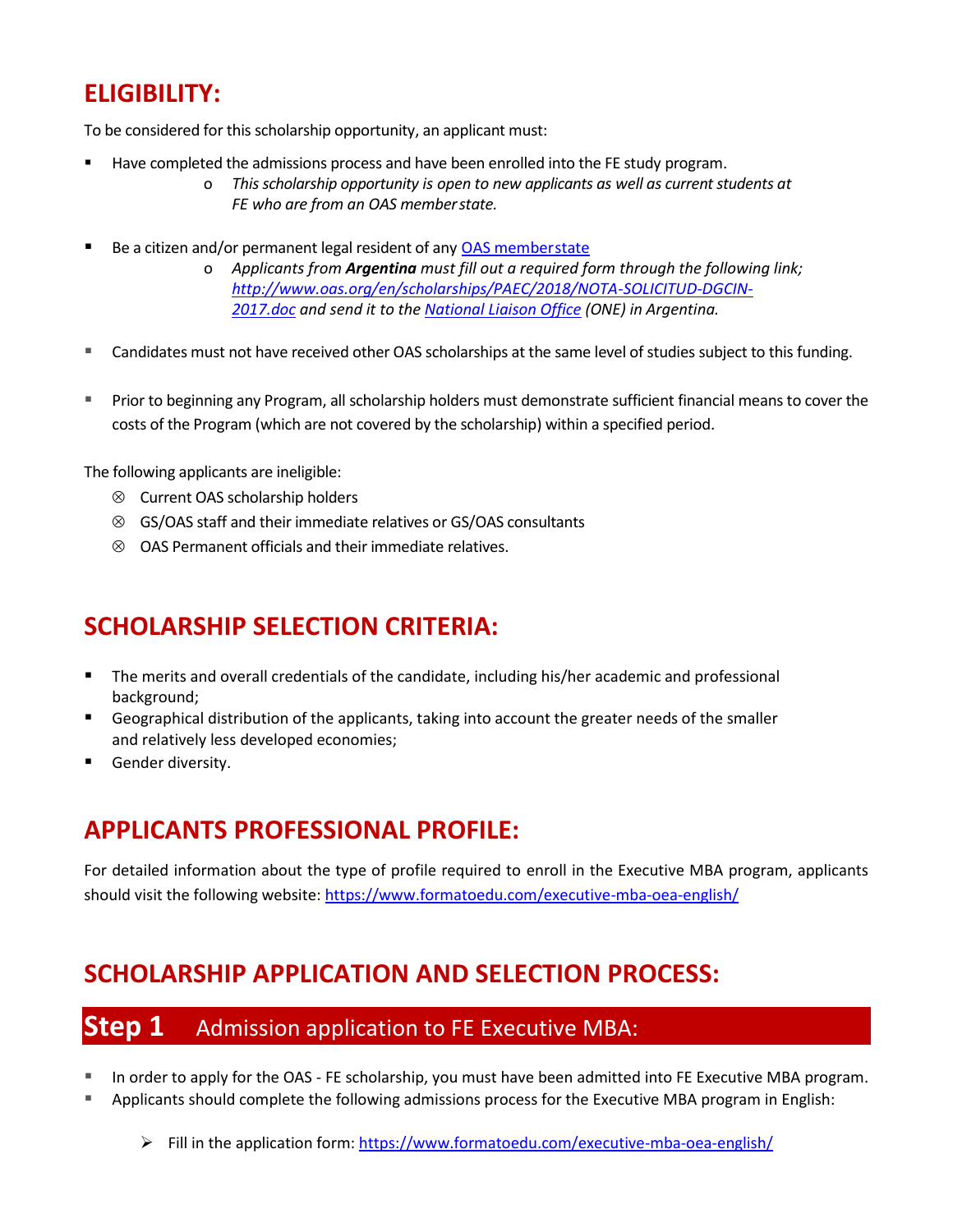## ELIGIBILITY:

To be considered for this scholarship opportunity, an applicant must:

- Have completed the admissions process and have been enrolled into the FE study program.
  - *This scholarship opportunity is open to new applicants as well as current students at FE who are from an OAS member state.*
- Be a citizen and/or permanent legal resident of any [OAS memberstate]()
  - *Applicants from **Argentina** must fill out a required form through the following link; [http://www.oas.org/en/scholarships/PAEC/2018/NOTA-SOLICITUD-DGCIN-2017.doc](http://www.oas.org/en/scholarships/PAEC/2018/NOTA-SOLICITUD-DGCIN-2017.doc) and send it to the [National Liaison Office]() (ONE) in Argentina.*
- Candidates must not have received other OAS scholarships at the same level of studies subject to this funding.
- Prior to beginning any Program, all scholarship holders must demonstrate sufficient financial means to cover the costs of the Program (which are not covered by the scholarship) within a specified period.

The following applicants are ineligible:

- ⊗ Current OAS scholarship holders
- ⊗ GS/OAS staff and their immediate relatives or GS/OAS consultants
- ⊗ OAS Permanent officials and their immediate relatives.

## SCHOLARSHIP SELECTION CRITERIA:

- The merits and overall credentials of the candidate, including his/her academic and professional background;
- Geographical distribution of the applicants, taking into account the greater needs of the smaller and relatively less developed economies;
- Gender diversity.

## APPLICANTS PROFESSIONAL PROFILE:

For detailed information about the type of profile required to enroll in the Executive MBA program, applicants should visit the following website: [https://www.formatoedu.com/executive-mba-oea-english/](https://www.formatoedu.com/executive-mba-oea-english/)

## SCHOLARSHIP APPLICATION AND SELECTION PROCESS:

### Step 1 Admission application to FE Executive MBA:

- In order to apply for the OAS - FE scholarship, you must have been admitted into FE Executive MBA program.
- Applicants should complete the following admissions process for the Executive MBA program in English:
  - Fill in the application form: [https://www.formatoedu.com/executive-mba-oea-english/](https://www.formatoedu.com/executive-mba-oea-english/)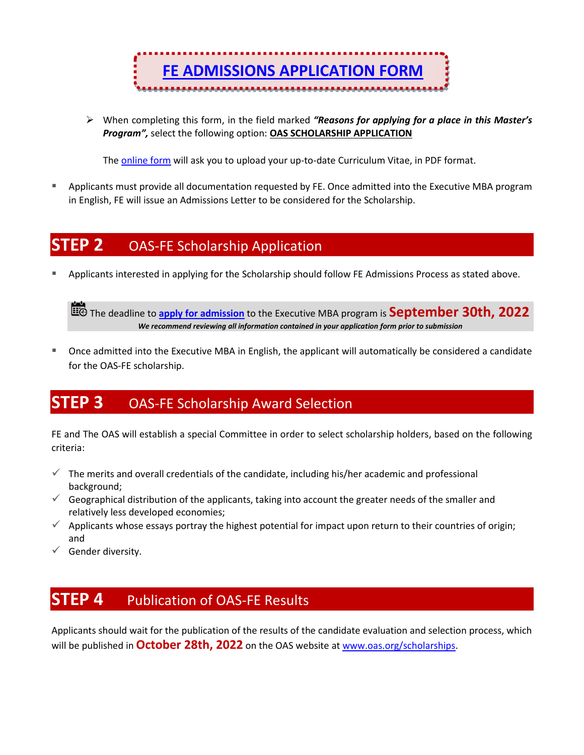**[FE ADMISSIONS APPLICATION FORM](#)**

- When completing this form, in the field marked ***"Reasons for applying for a place in this Master's Program"***, select the following option: **OAS SCHOLARSHIP APPLICATION**

  The online form will ask you to upload your up-to-date Curriculum Vitae, in PDF format.

- Applicants must provide all documentation requested by FE. Once admitted into the Executive MBA program in English, FE will issue an Admissions Letter to be considered for the Scholarship.

## STEP 2 OAS-FE Scholarship Application

- Applicants interested in applying for the Scholarship should follow FE Admissions Process as stated above.

> The deadline to **apply for admission** to the Executive MBA program is **September 30th, 2022**
> ***We recommend reviewing all information contained in your application form prior to submission***

- Once admitted into the Executive MBA in English, the applicant will automatically be considered a candidate for the OAS-FE scholarship.

## STEP 3 OAS-FE Scholarship Award Selection

FE and The OAS will establish a special Committee in order to select scholarship holders, based on the following criteria:

- ✓ The merits and overall credentials of the candidate, including his/her academic and professional background;
- ✓ Geographical distribution of the applicants, taking into account the greater needs of the smaller and relatively less developed economies;
- ✓ Applicants whose essays portray the highest potential for impact upon return to their countries of origin; and
- ✓ Gender diversity.

## STEP 4 Publication of OAS-FE Results

Applicants should wait for the publication of the results of the candidate evaluation and selection process, which will be published in **October 28th, 2022** on the OAS website at www.oas.org/scholarships.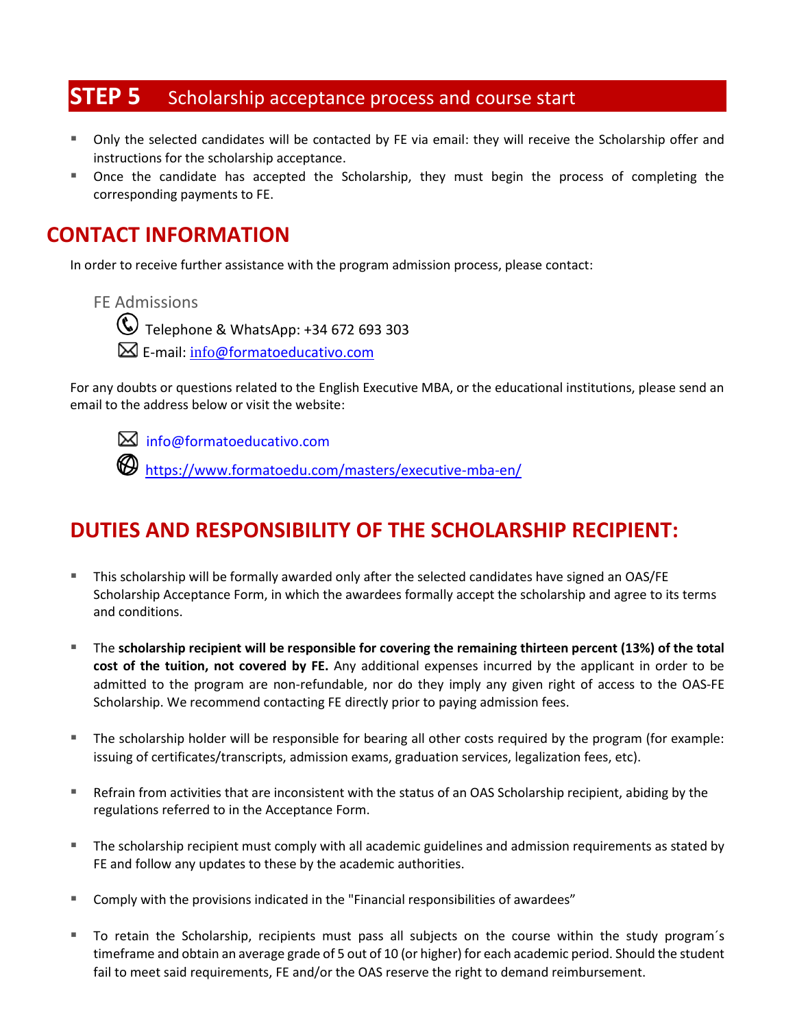## STEP 5 Scholarship acceptance process and course start

- Only the selected candidates will be contacted by FE via email: they will receive the Scholarship offer and instructions for the scholarship acceptance.
- Once the candidate has accepted the Scholarship, they must begin the process of completing the corresponding payments to FE.

## CONTACT INFORMATION

In order to receive further assistance with the program admission process, please contact:

FE Admissions

Telephone & WhatsApp: +34 672 693 303

E-mail: info@formatoeducativo.com

For any doubts or questions related to the English Executive MBA, or the educational institutions, please send an email to the address below or visit the website:

info@formatoeducativo.com

https://www.formatoedu.com/masters/executive-mba-en/

## DUTIES AND RESPONSIBILITY OF THE SCHOLARSHIP RECIPIENT:

- This scholarship will be formally awarded only after the selected candidates have signed an OAS/FE Scholarship Acceptance Form, in which the awardees formally accept the scholarship and agree to its terms and conditions.
- The **scholarship recipient will be responsible for covering the remaining thirteen percent (13%) of the total cost of the tuition, not covered by FE.** Any additional expenses incurred by the applicant in order to be admitted to the program are non-refundable, nor do they imply any given right of access to the OAS-FE Scholarship. We recommend contacting FE directly prior to paying admission fees.
- The scholarship holder will be responsible for bearing all other costs required by the program (for example: issuing of certificates/transcripts, admission exams, graduation services, legalization fees, etc).
- Refrain from activities that are inconsistent with the status of an OAS Scholarship recipient, abiding by the regulations referred to in the Acceptance Form.
- The scholarship recipient must comply with all academic guidelines and admission requirements as stated by FE and follow any updates to these by the academic authorities.
- Comply with the provisions indicated in the "Financial responsibilities of awardees"
- To retain the Scholarship, recipients must pass all subjects on the course within the study program´s timeframe and obtain an average grade of 5 out of 10 (or higher) for each academic period. Should the student fail to meet said requirements, FE and/or the OAS reserve the right to demand reimbursement.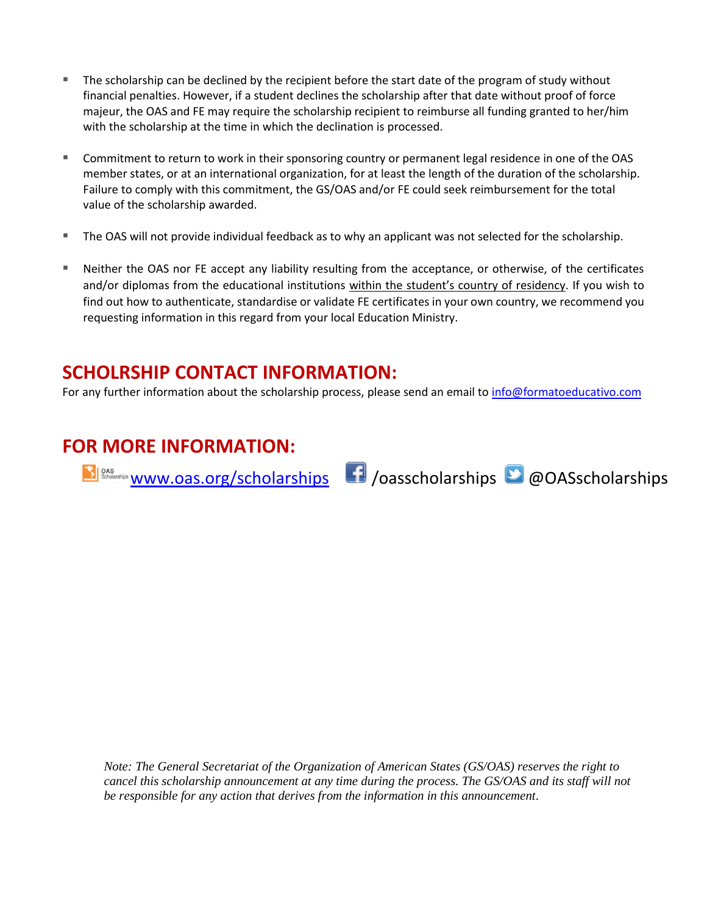- The scholarship can be declined by the recipient before the start date of the program of study without financial penalties. However, if a student declines the scholarship after that date without proof of force majeur, the OAS and FE may require the scholarship recipient to reimburse all funding granted to her/him with the scholarship at the time in which the declination is processed.

- Commitment to return to work in their sponsoring country or permanent legal residence in one of the OAS member states, or at an international organization, for at least the length of the duration of the scholarship. Failure to comply with this commitment, the GS/OAS and/or FE could seek reimbursement for the total value of the scholarship awarded.

- The OAS will not provide individual feedback as to why an applicant was not selected for the scholarship.

- Neither the OAS nor FE accept any liability resulting from the acceptance, or otherwise, of the certificates and/or diplomas from the educational institutions within the student's country of residency. If you wish to find out how to authenticate, standardise or validate FE certificates in your own country, we recommend you requesting information in this regard from your local Education Ministry.

## SCHOLRSHIP CONTACT INFORMATION:

For any further information about the scholarship process, please send an email to info@formatoeducativo.com

## FOR MORE INFORMATION:

OAS Scholarships www.oas.org/scholarships /oasscholarships @OASscholarships

*Note: The General Secretariat of the Organization of American States (GS/OAS) reserves the right to cancel this scholarship announcement at any time during the process. The GS/OAS and its staff will not be responsible for any action that derives from the information in this announcement.*